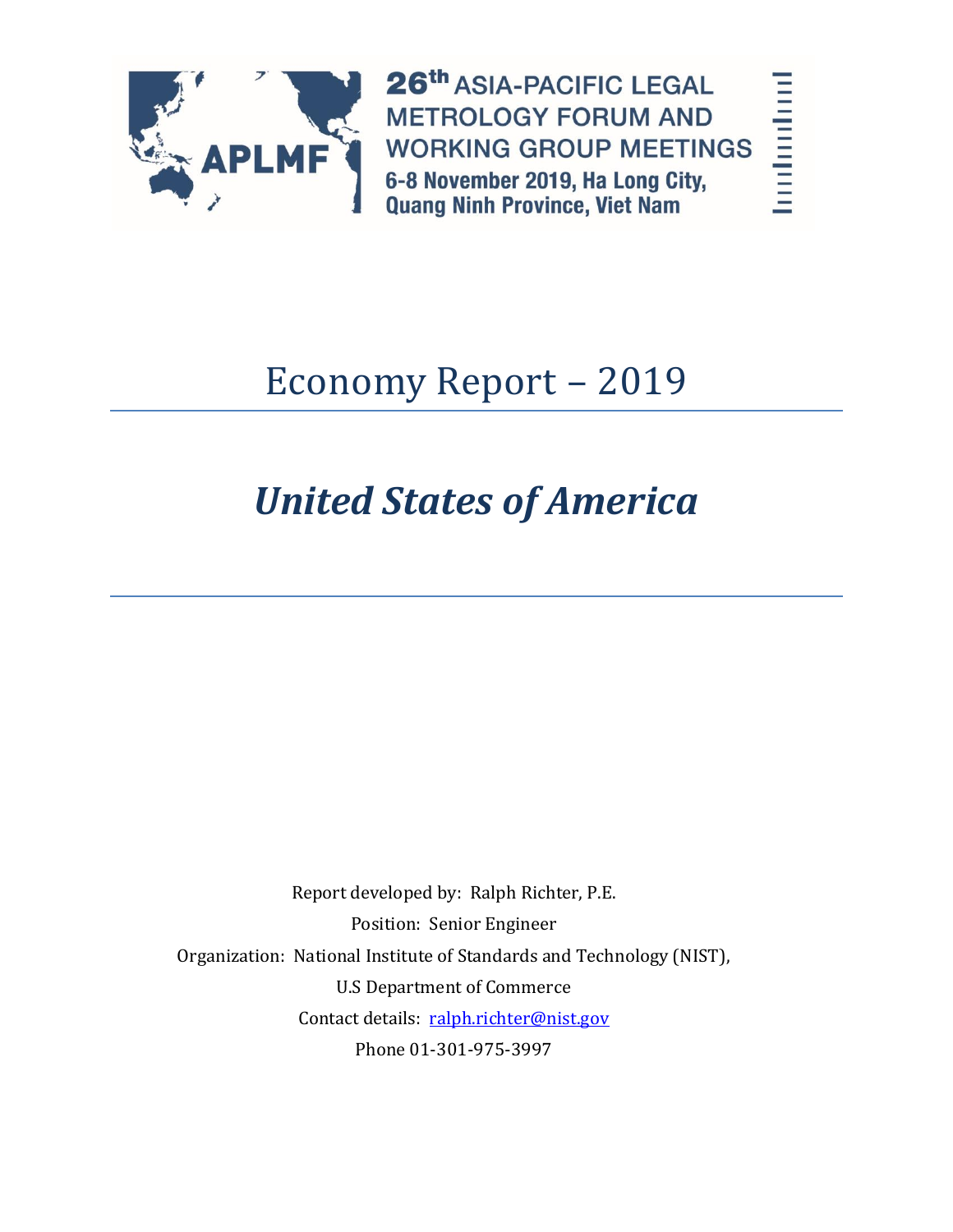26th ASIA-PACIFIC LEGAL METROLOGY FORUM AND WORKING GROUP MEETINGS

6-8 November 2019, Ha Long City, Quang Ninh Province, Viet Nam

# Economy Report – 2019

## *United States of America*

Report developed by: Ralph Richter, P.E.

Position: Senior Engineer

Organization: National Institute of Standards and Technology (NIST), U.S Department of Commerce

Contact details: ralph.richter@nist.gov

Phone 01-301-975-3997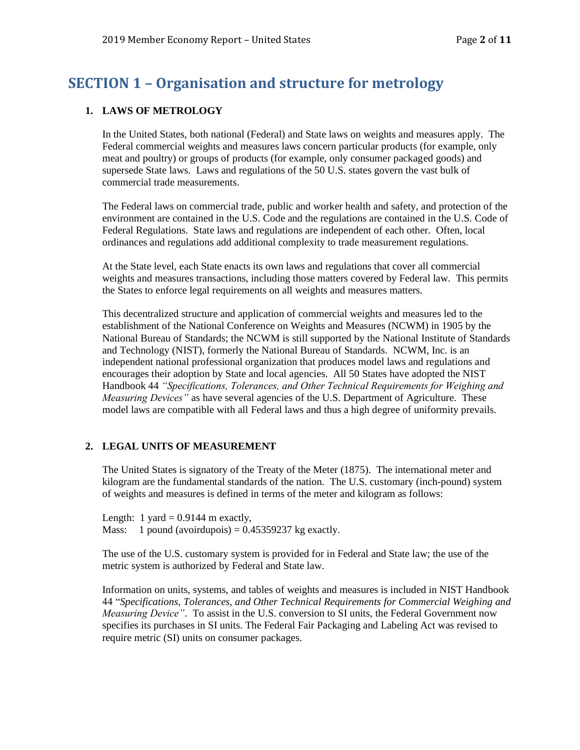# SECTION 1 – Organisation and structure for metrology

## 1. LAWS OF METROLOGY

In the United States, both national (Federal) and State laws on weights and measures apply. The Federal commercial weights and measures laws concern particular products (for example, only meat and poultry) or groups of products (for example, only consumer packaged goods) and supersede State laws. Laws and regulations of the 50 U.S. states govern the vast bulk of commercial trade measurements.

The Federal laws on commercial trade, public and worker health and safety, and protection of the environment are contained in the U.S. Code and the regulations are contained in the U.S. Code of Federal Regulations. State laws and regulations are independent of each other. Often, local ordinances and regulations add additional complexity to trade measurement regulations.

At the State level, each State enacts its own laws and regulations that cover all commercial weights and measures transactions, including those matters covered by Federal law. This permits the States to enforce legal requirements on all weights and measures matters.

This decentralized structure and application of commercial weights and measures led to the establishment of the National Conference on Weights and Measures (NCWM) in 1905 by the National Bureau of Standards; the NCWM is still supported by the National Institute of Standards and Technology (NIST), formerly the National Bureau of Standards. NCWM, Inc. is an independent national professional organization that produces model laws and regulations and encourages their adoption by State and local agencies. All 50 States have adopted the NIST Handbook 44 *"Specifications, Tolerances, and Other Technical Requirements for Weighing and Measuring Devices"* as have several agencies of the U.S. Department of Agriculture. These model laws are compatible with all Federal laws and thus a high degree of uniformity prevails.

## 2. LEGAL UNITS OF MEASUREMENT

The United States is signatory of the Treaty of the Meter (1875). The international meter and kilogram are the fundamental standards of the nation. The U.S. customary (inch-pound) system of weights and measures is defined in terms of the meter and kilogram as follows:

Length: 1 yard = 0.9144 m exactly,
Mass: 1 pound (avoirdupois) = 0.45359237 kg exactly.

The use of the U.S. customary system is provided for in Federal and State law; the use of the metric system is authorized by Federal and State law.

Information on units, systems, and tables of weights and measures is included in NIST Handbook 44 "*Specifications, Tolerances, and Other Technical Requirements for Commercial Weighing and Measuring Device"*. To assist in the U.S. conversion to SI units, the Federal Government now specifies its purchases in SI units. The Federal Fair Packaging and Labeling Act was revised to require metric (SI) units on consumer packages.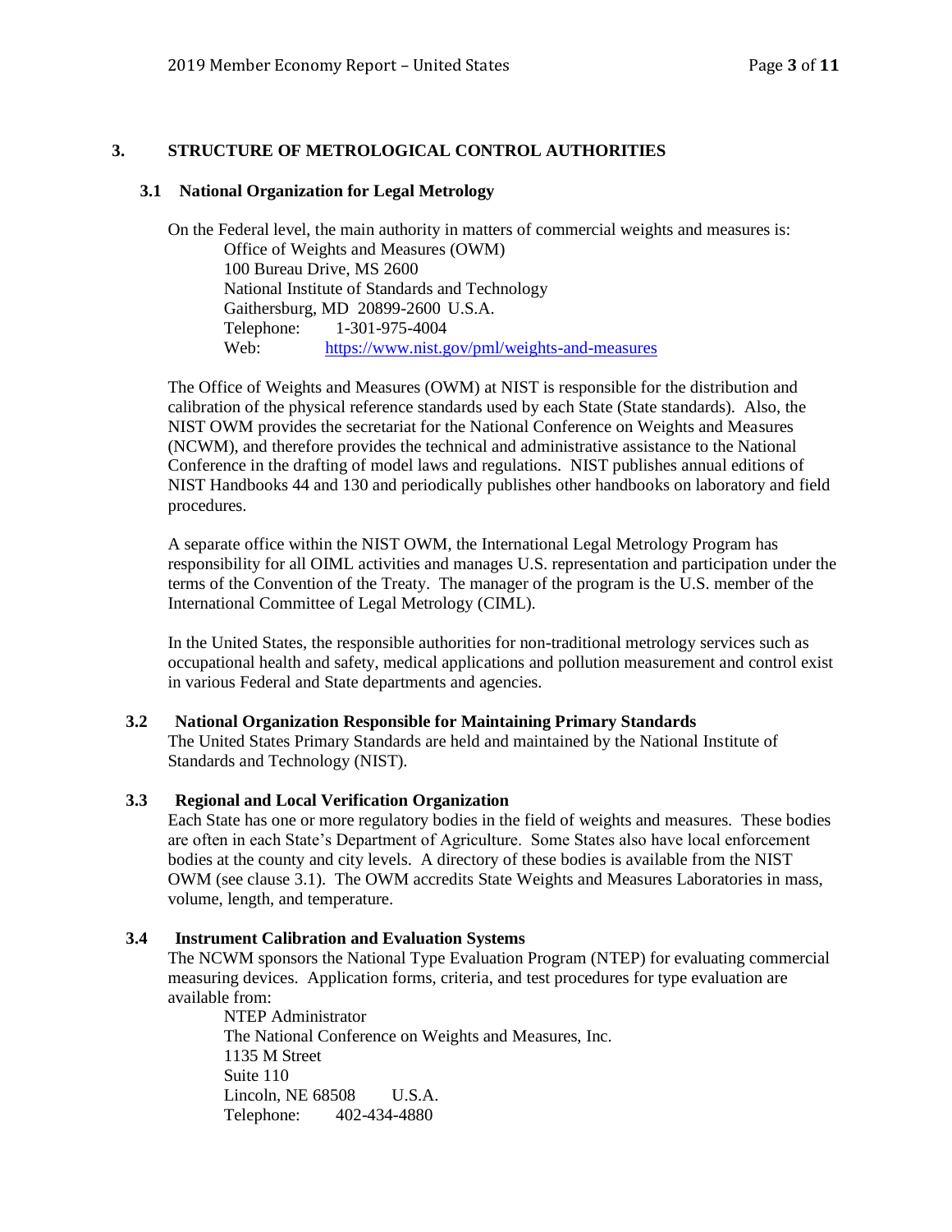## 3. STRUCTURE OF METROLOGICAL CONTROL AUTHORITIES

### 3.1 National Organization for Legal Metrology

On the Federal level, the main authority in matters of commercial weights and measures is:

Office of Weights and Measures (OWM)
100 Bureau Drive, MS 2600
National Institute of Standards and Technology
Gaithersburg, MD 20899-2600 U.S.A.
Telephone: 1-301-975-4004
Web: https://www.nist.gov/pml/weights-and-measures

The Office of Weights and Measures (OWM) at NIST is responsible for the distribution and calibration of the physical reference standards used by each State (State standards). Also, the NIST OWM provides the secretariat for the National Conference on Weights and Measures (NCWM), and therefore provides the technical and administrative assistance to the National Conference in the drafting of model laws and regulations. NIST publishes annual editions of NIST Handbooks 44 and 130 and periodically publishes other handbooks on laboratory and field procedures.

A separate office within the NIST OWM, the International Legal Metrology Program has responsibility for all OIML activities and manages U.S. representation and participation under the terms of the Convention of the Treaty. The manager of the program is the U.S. member of the International Committee of Legal Metrology (CIML).

In the United States, the responsible authorities for non-traditional metrology services such as occupational health and safety, medical applications and pollution measurement and control exist in various Federal and State departments and agencies.

### 3.2 National Organization Responsible for Maintaining Primary Standards

The United States Primary Standards are held and maintained by the National Institute of Standards and Technology (NIST).

### 3.3 Regional and Local Verification Organization

Each State has one or more regulatory bodies in the field of weights and measures. These bodies are often in each State's Department of Agriculture. Some States also have local enforcement bodies at the county and city levels. A directory of these bodies is available from the NIST OWM (see clause 3.1). The OWM accredits State Weights and Measures Laboratories in mass, volume, length, and temperature.

### 3.4 Instrument Calibration and Evaluation Systems

The NCWM sponsors the National Type Evaluation Program (NTEP) for evaluating commercial measuring devices. Application forms, criteria, and test procedures for type evaluation are available from:

NTEP Administrator
The National Conference on Weights and Measures, Inc.
1135 M Street
Suite 110
Lincoln, NE 68508 U.S.A.
Telephone: 402-434-4880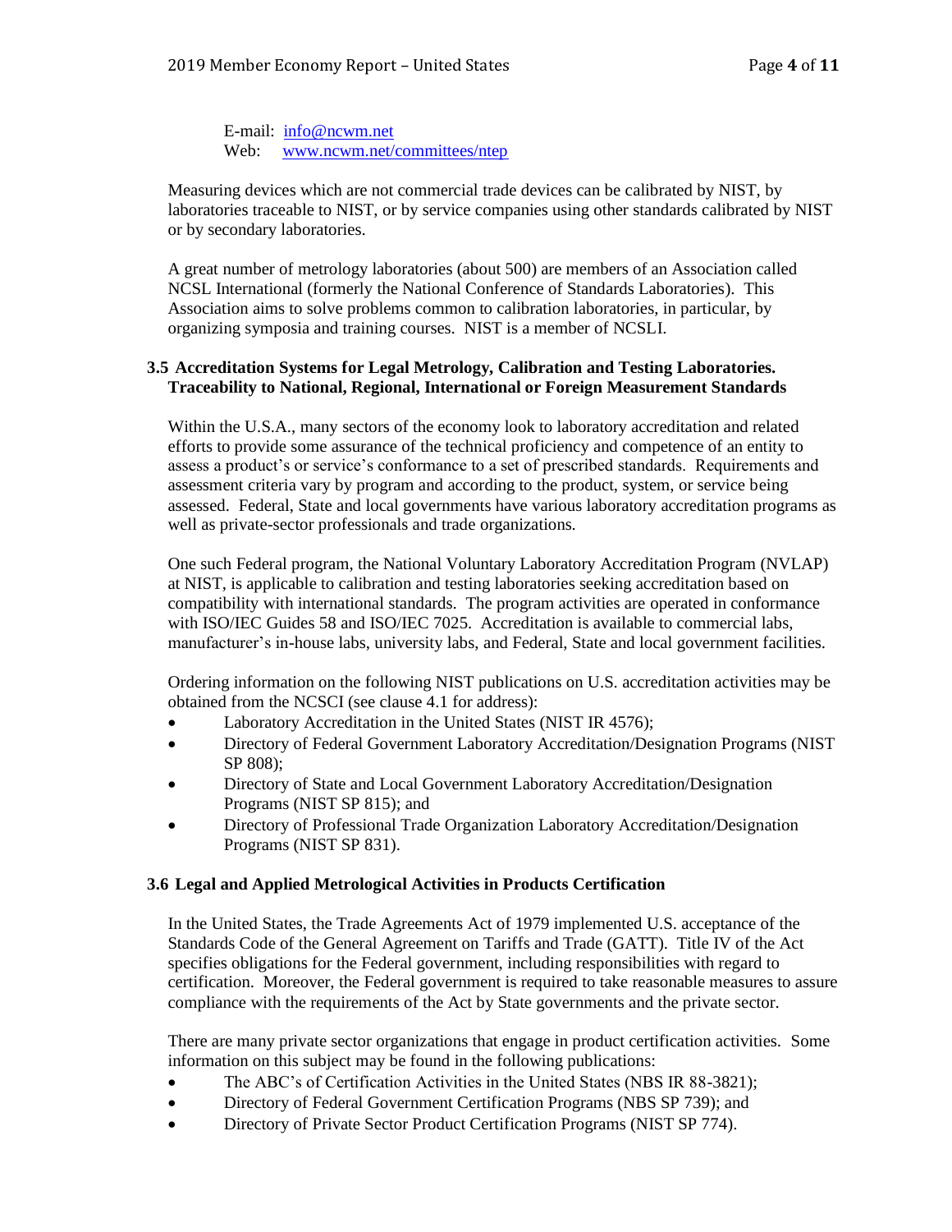E-mail: info@ncwm.net
Web: www.ncwm.net/committees/ntep

Measuring devices which are not commercial trade devices can be calibrated by NIST, by laboratories traceable to NIST, or by service companies using other standards calibrated by NIST or by secondary laboratories.

A great number of metrology laboratories (about 500) are members of an Association called NCSL International (formerly the National Conference of Standards Laboratories). This Association aims to solve problems common to calibration laboratories, in particular, by organizing symposia and training courses. NIST is a member of NCSLI.

### 3.5 Accreditation Systems for Legal Metrology, Calibration and Testing Laboratories. Traceability to National, Regional, International or Foreign Measurement Standards

Within the U.S.A., many sectors of the economy look to laboratory accreditation and related efforts to provide some assurance of the technical proficiency and competence of an entity to assess a product's or service's conformance to a set of prescribed standards. Requirements and assessment criteria vary by program and according to the product, system, or service being assessed. Federal, State and local governments have various laboratory accreditation programs as well as private-sector professionals and trade organizations.

One such Federal program, the National Voluntary Laboratory Accreditation Program (NVLAP) at NIST, is applicable to calibration and testing laboratories seeking accreditation based on compatibility with international standards. The program activities are operated in conformance with ISO/IEC Guides 58 and ISO/IEC 7025. Accreditation is available to commercial labs, manufacturer's in-house labs, university labs, and Federal, State and local government facilities.

Ordering information on the following NIST publications on U.S. accreditation activities may be obtained from the NCSCI (see clause 4.1 for address):

- Laboratory Accreditation in the United States (NIST IR 4576);
- Directory of Federal Government Laboratory Accreditation/Designation Programs (NIST SP 808);
- Directory of State and Local Government Laboratory Accreditation/Designation Programs (NIST SP 815); and
- Directory of Professional Trade Organization Laboratory Accreditation/Designation Programs (NIST SP 831).

### 3.6 Legal and Applied Metrological Activities in Products Certification

In the United States, the Trade Agreements Act of 1979 implemented U.S. acceptance of the Standards Code of the General Agreement on Tariffs and Trade (GATT). Title IV of the Act specifies obligations for the Federal government, including responsibilities with regard to certification. Moreover, the Federal government is required to take reasonable measures to assure compliance with the requirements of the Act by State governments and the private sector.

There are many private sector organizations that engage in product certification activities. Some information on this subject may be found in the following publications:

- The ABC's of Certification Activities in the United States (NBS IR 88-3821);
- Directory of Federal Government Certification Programs (NBS SP 739); and
- Directory of Private Sector Product Certification Programs (NIST SP 774).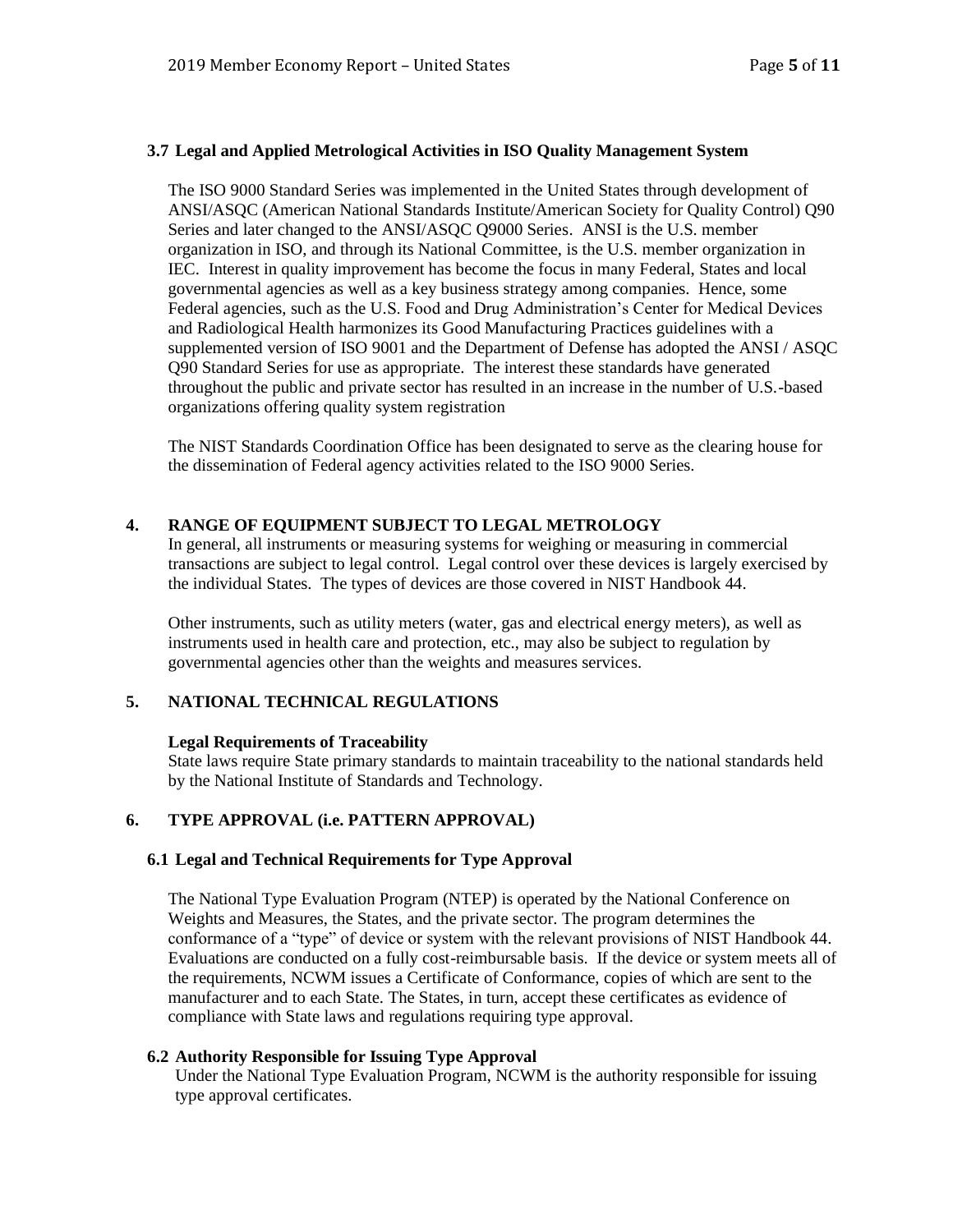### 3.7 Legal and Applied Metrological Activities in ISO Quality Management System

The ISO 9000 Standard Series was implemented in the United States through development of ANSI/ASQC (American National Standards Institute/American Society for Quality Control) Q90 Series and later changed to the ANSI/ASQC Q9000 Series. ANSI is the U.S. member organization in ISO, and through its National Committee, is the U.S. member organization in IEC. Interest in quality improvement has become the focus in many Federal, States and local governmental agencies as well as a key business strategy among companies. Hence, some Federal agencies, such as the U.S. Food and Drug Administration's Center for Medical Devices and Radiological Health harmonizes its Good Manufacturing Practices guidelines with a supplemented version of ISO 9001 and the Department of Defense has adopted the ANSI / ASQC Q90 Standard Series for use as appropriate. The interest these standards have generated throughout the public and private sector has resulted in an increase in the number of U.S.-based organizations offering quality system registration

The NIST Standards Coordination Office has been designated to serve as the clearing house for the dissemination of Federal agency activities related to the ISO 9000 Series.

## 4. RANGE OF EQUIPMENT SUBJECT TO LEGAL METROLOGY

In general, all instruments or measuring systems for weighing or measuring in commercial transactions are subject to legal control. Legal control over these devices is largely exercised by the individual States. The types of devices are those covered in NIST Handbook 44.

Other instruments, such as utility meters (water, gas and electrical energy meters), as well as instruments used in health care and protection, etc., may also be subject to regulation by governmental agencies other than the weights and measures services.

## 5. NATIONAL TECHNICAL REGULATIONS

**Legal Requirements of Traceability**

State laws require State primary standards to maintain traceability to the national standards held by the National Institute of Standards and Technology.

## 6. TYPE APPROVAL (i.e. PATTERN APPROVAL)

### 6.1 Legal and Technical Requirements for Type Approval

The National Type Evaluation Program (NTEP) is operated by the National Conference on Weights and Measures, the States, and the private sector. The program determines the conformance of a "type" of device or system with the relevant provisions of NIST Handbook 44. Evaluations are conducted on a fully cost-reimbursable basis. If the device or system meets all of the requirements, NCWM issues a Certificate of Conformance, copies of which are sent to the manufacturer and to each State. The States, in turn, accept these certificates as evidence of compliance with State laws and regulations requiring type approval.

### 6.2 Authority Responsible for Issuing Type Approval

Under the National Type Evaluation Program, NCWM is the authority responsible for issuing type approval certificates.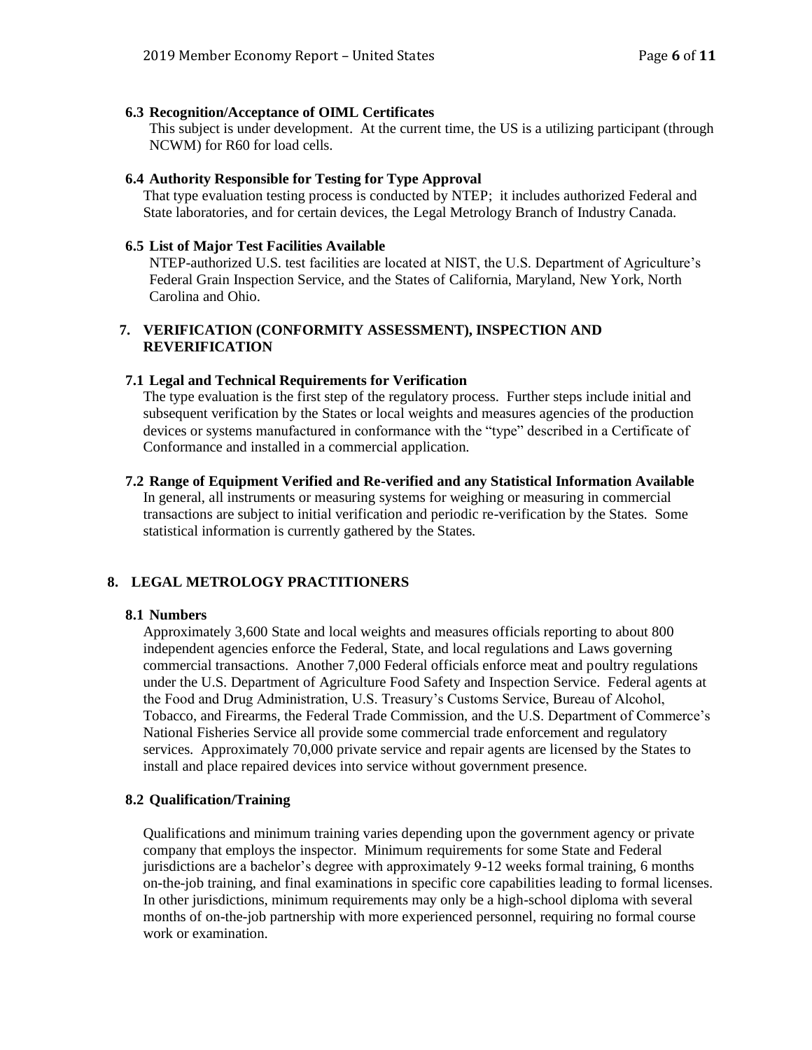### 6.3 Recognition/Acceptance of OIML Certificates

This subject is under development. At the current time, the US is a utilizing participant (through NCWM) for R60 for load cells.

### 6.4 Authority Responsible for Testing for Type Approval

That type evaluation testing process is conducted by NTEP; it includes authorized Federal and State laboratories, and for certain devices, the Legal Metrology Branch of Industry Canada.

### 6.5 List of Major Test Facilities Available

NTEP-authorized U.S. test facilities are located at NIST, the U.S. Department of Agriculture's Federal Grain Inspection Service, and the States of California, Maryland, New York, North Carolina and Ohio.

## 7. VERIFICATION (CONFORMITY ASSESSMENT), INSPECTION AND REVERIFICATION

### 7.1 Legal and Technical Requirements for Verification

The type evaluation is the first step of the regulatory process. Further steps include initial and subsequent verification by the States or local weights and measures agencies of the production devices or systems manufactured in conformance with the "type" described in a Certificate of Conformance and installed in a commercial application.

### 7.2 Range of Equipment Verified and Re-verified and any Statistical Information Available

In general, all instruments or measuring systems for weighing or measuring in commercial transactions are subject to initial verification and periodic re-verification by the States. Some statistical information is currently gathered by the States.

## 8. LEGAL METROLOGY PRACTITIONERS

### 8.1 Numbers

Approximately 3,600 State and local weights and measures officials reporting to about 800 independent agencies enforce the Federal, State, and local regulations and Laws governing commercial transactions. Another 7,000 Federal officials enforce meat and poultry regulations under the U.S. Department of Agriculture Food Safety and Inspection Service. Federal agents at the Food and Drug Administration, U.S. Treasury's Customs Service, Bureau of Alcohol, Tobacco, and Firearms, the Federal Trade Commission, and the U.S. Department of Commerce's National Fisheries Service all provide some commercial trade enforcement and regulatory services. Approximately 70,000 private service and repair agents are licensed by the States to install and place repaired devices into service without government presence.

### 8.2 Qualification/Training

Qualifications and minimum training varies depending upon the government agency or private company that employs the inspector. Minimum requirements for some State and Federal jurisdictions are a bachelor's degree with approximately 9-12 weeks formal training, 6 months on-the-job training, and final examinations in specific core capabilities leading to formal licenses. In other jurisdictions, minimum requirements may only be a high-school diploma with several months of on-the-job partnership with more experienced personnel, requiring no formal course work or examination.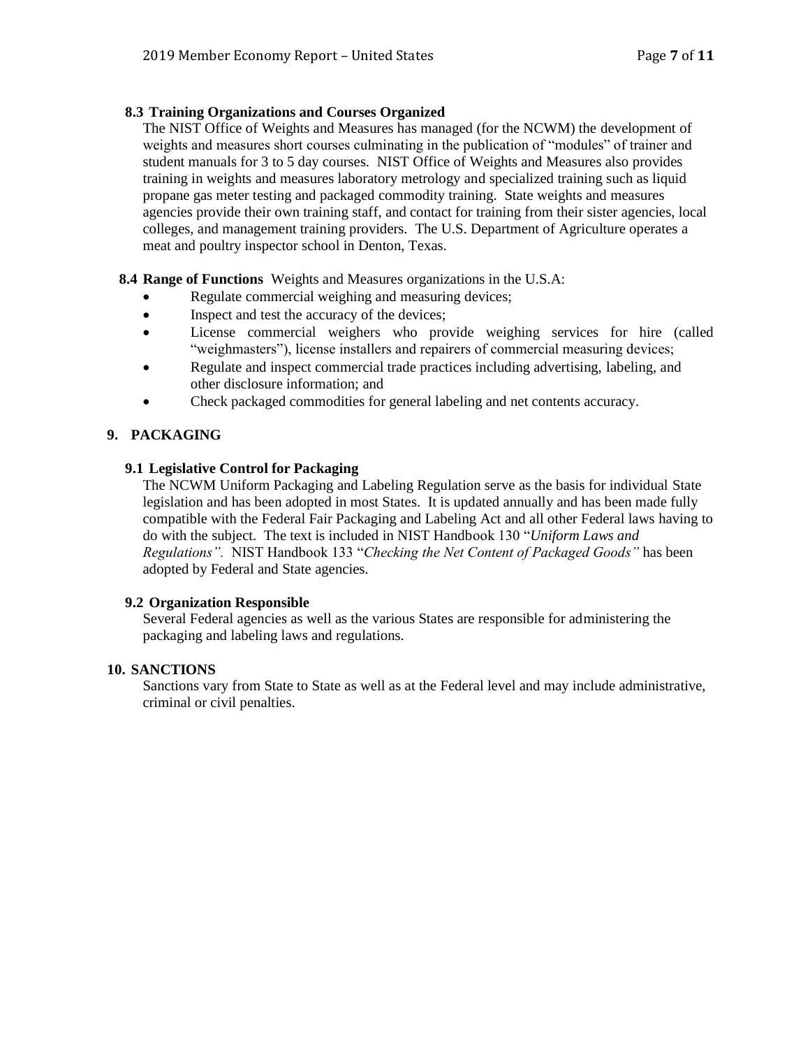### 8.3 Training Organizations and Courses Organized

The NIST Office of Weights and Measures has managed (for the NCWM) the development of weights and measures short courses culminating in the publication of "modules" of trainer and student manuals for 3 to 5 day courses. NIST Office of Weights and Measures also provides training in weights and measures laboratory metrology and specialized training such as liquid propane gas meter testing and packaged commodity training. State weights and measures agencies provide their own training staff, and contact for training from their sister agencies, local colleges, and management training providers. The U.S. Department of Agriculture operates a meat and poultry inspector school in Denton, Texas.

### 8.4 Range of Functions

Weights and Measures organizations in the U.S.A:

- Regulate commercial weighing and measuring devices;
- Inspect and test the accuracy of the devices;
- License commercial weighers who provide weighing services for hire (called "weighmasters"), license installers and repairers of commercial measuring devices;
- Regulate and inspect commercial trade practices including advertising, labeling, and other disclosure information; and
- Check packaged commodities for general labeling and net contents accuracy.

## 9. PACKAGING

### 9.1 Legislative Control for Packaging

The NCWM Uniform Packaging and Labeling Regulation serve as the basis for individual State legislation and has been adopted in most States. It is updated annually and has been made fully compatible with the Federal Fair Packaging and Labeling Act and all other Federal laws having to do with the subject. The text is included in NIST Handbook 130 "*Uniform Laws and Regulations".* NIST Handbook 133 "*Checking the Net Content of Packaged Goods"* has been adopted by Federal and State agencies.

### 9.2 Organization Responsible

Several Federal agencies as well as the various States are responsible for administering the packaging and labeling laws and regulations.

## 10. SANCTIONS

Sanctions vary from State to State as well as at the Federal level and may include administrative, criminal or civil penalties.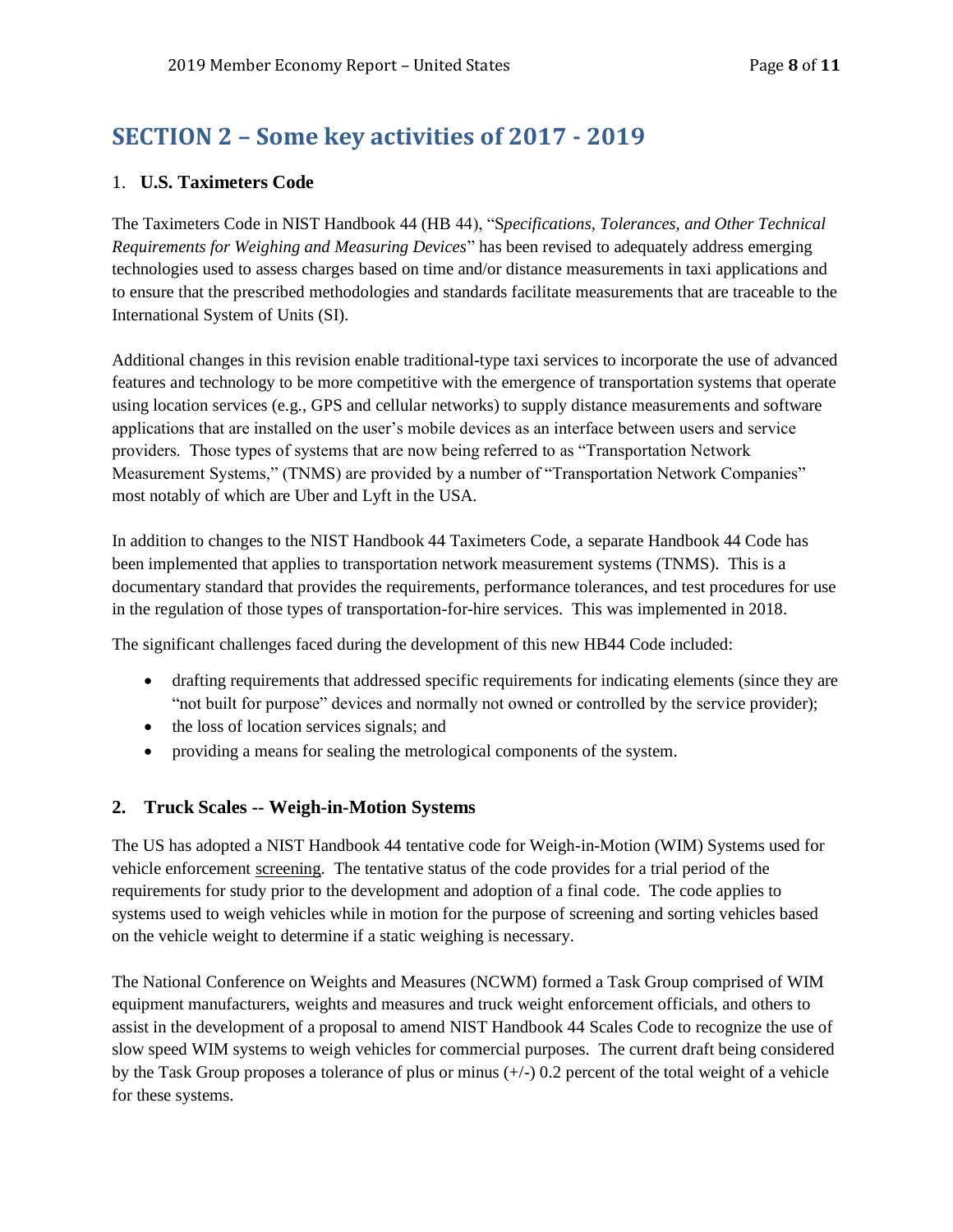## SECTION 2 – Some key activities of 2017 - 2019

### 1. U.S. Taximeters Code

The Taximeters Code in NIST Handbook 44 (HB 44), "*Specifications, Tolerances, and Other Technical Requirements for Weighing and Measuring Devices*" has been revised to adequately address emerging technologies used to assess charges based on time and/or distance measurements in taxi applications and to ensure that the prescribed methodologies and standards facilitate measurements that are traceable to the International System of Units (SI).

Additional changes in this revision enable traditional-type taxi services to incorporate the use of advanced features and technology to be more competitive with the emergence of transportation systems that operate using location services (e.g., GPS and cellular networks) to supply distance measurements and software applications that are installed on the user's mobile devices as an interface between users and service providers. Those types of systems that are now being referred to as "Transportation Network Measurement Systems," (TNMS) are provided by a number of "Transportation Network Companies" most notably of which are Uber and Lyft in the USA.

In addition to changes to the NIST Handbook 44 Taximeters Code, a separate Handbook 44 Code has been implemented that applies to transportation network measurement systems (TNMS). This is a documentary standard that provides the requirements, performance tolerances, and test procedures for use in the regulation of those types of transportation-for-hire services. This was implemented in 2018.

The significant challenges faced during the development of this new HB44 Code included:

- drafting requirements that addressed specific requirements for indicating elements (since they are "not built for purpose" devices and normally not owned or controlled by the service provider);
- the loss of location services signals; and
- providing a means for sealing the metrological components of the system.

### 2. Truck Scales -- Weigh-in-Motion Systems

The US has adopted a NIST Handbook 44 tentative code for Weigh-in-Motion (WIM) Systems used for vehicle enforcement screening. The tentative status of the code provides for a trial period of the requirements for study prior to the development and adoption of a final code. The code applies to systems used to weigh vehicles while in motion for the purpose of screening and sorting vehicles based on the vehicle weight to determine if a static weighing is necessary.

The National Conference on Weights and Measures (NCWM) formed a Task Group comprised of WIM equipment manufacturers, weights and measures and truck weight enforcement officials, and others to assist in the development of a proposal to amend NIST Handbook 44 Scales Code to recognize the use of slow speed WIM systems to weigh vehicles for commercial purposes. The current draft being considered by the Task Group proposes a tolerance of plus or minus (+/-) 0.2 percent of the total weight of a vehicle for these systems.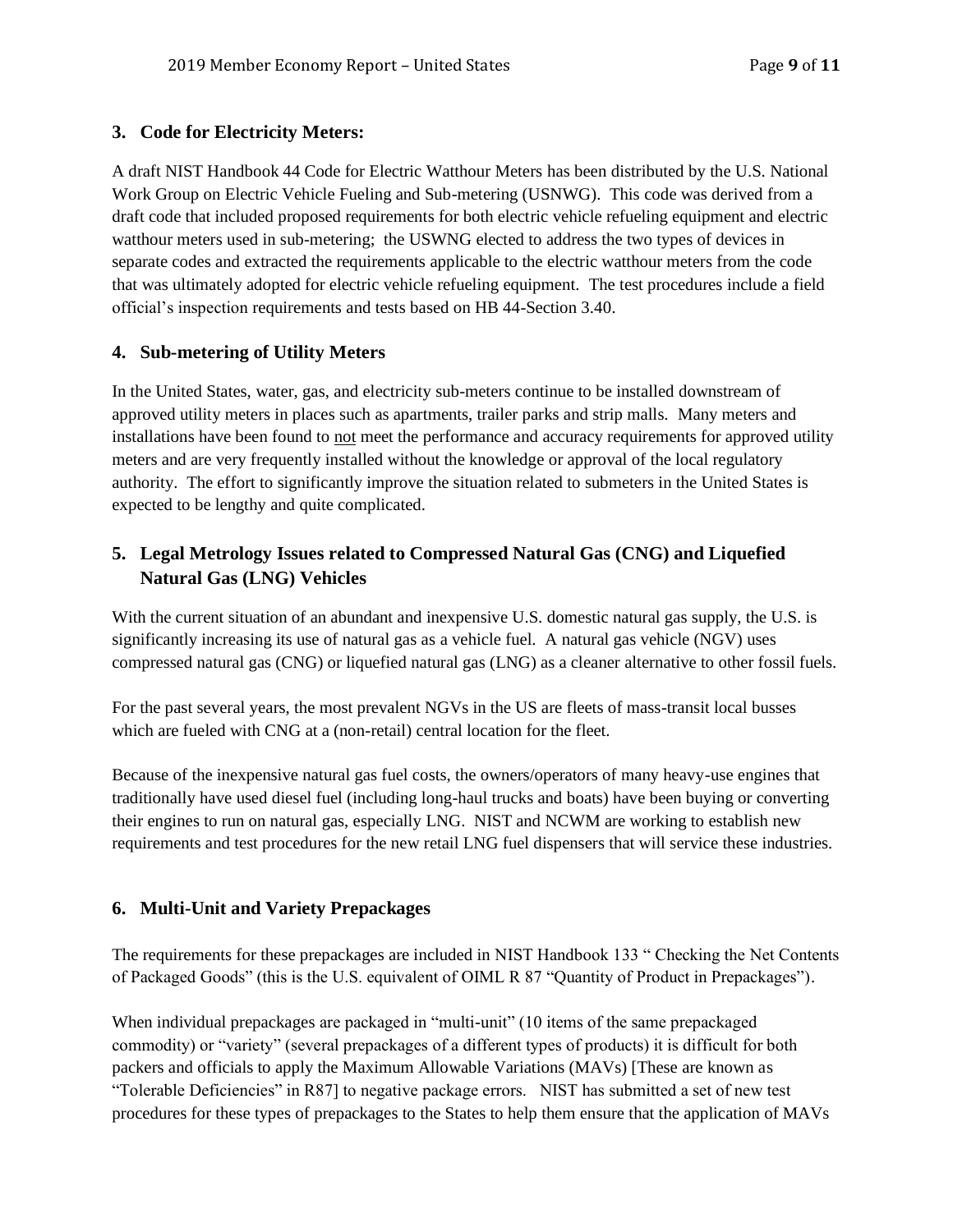### 3. Code for Electricity Meters:

A draft NIST Handbook 44 Code for Electric Watthour Meters has been distributed by the U.S. National Work Group on Electric Vehicle Fueling and Sub-metering (USNWG). This code was derived from a draft code that included proposed requirements for both electric vehicle refueling equipment and electric watthour meters used in sub-metering; the USWNG elected to address the two types of devices in separate codes and extracted the requirements applicable to the electric watthour meters from the code that was ultimately adopted for electric vehicle refueling equipment. The test procedures include a field official's inspection requirements and tests based on HB 44-Section 3.40.

### 4. Sub-metering of Utility Meters

In the United States, water, gas, and electricity sub-meters continue to be installed downstream of approved utility meters in places such as apartments, trailer parks and strip malls. Many meters and installations have been found to not meet the performance and accuracy requirements for approved utility meters and are very frequently installed without the knowledge or approval of the local regulatory authority. The effort to significantly improve the situation related to submeters in the United States is expected to be lengthy and quite complicated.

### 5. Legal Metrology Issues related to Compressed Natural Gas (CNG) and Liquefied Natural Gas (LNG) Vehicles

With the current situation of an abundant and inexpensive U.S. domestic natural gas supply, the U.S. is significantly increasing its use of natural gas as a vehicle fuel. A natural gas vehicle (NGV) uses compressed natural gas (CNG) or liquefied natural gas (LNG) as a cleaner alternative to other fossil fuels.

For the past several years, the most prevalent NGVs in the US are fleets of mass-transit local busses which are fueled with CNG at a (non-retail) central location for the fleet.

Because of the inexpensive natural gas fuel costs, the owners/operators of many heavy-use engines that traditionally have used diesel fuel (including long-haul trucks and boats) have been buying or converting their engines to run on natural gas, especially LNG. NIST and NCWM are working to establish new requirements and test procedures for the new retail LNG fuel dispensers that will service these industries.

### 6. Multi-Unit and Variety Prepackages

The requirements for these prepackages are included in NIST Handbook 133 " Checking the Net Contents of Packaged Goods" (this is the U.S. equivalent of OIML R 87 "Quantity of Product in Prepackages").

When individual prepackages are packaged in "multi-unit" (10 items of the same prepackaged commodity) or "variety" (several prepackages of a different types of products) it is difficult for both packers and officials to apply the Maximum Allowable Variations (MAVs) [These are known as "Tolerable Deficiencies" in R87] to negative package errors. NIST has submitted a set of new test procedures for these types of prepackages to the States to help them ensure that the application of MAVs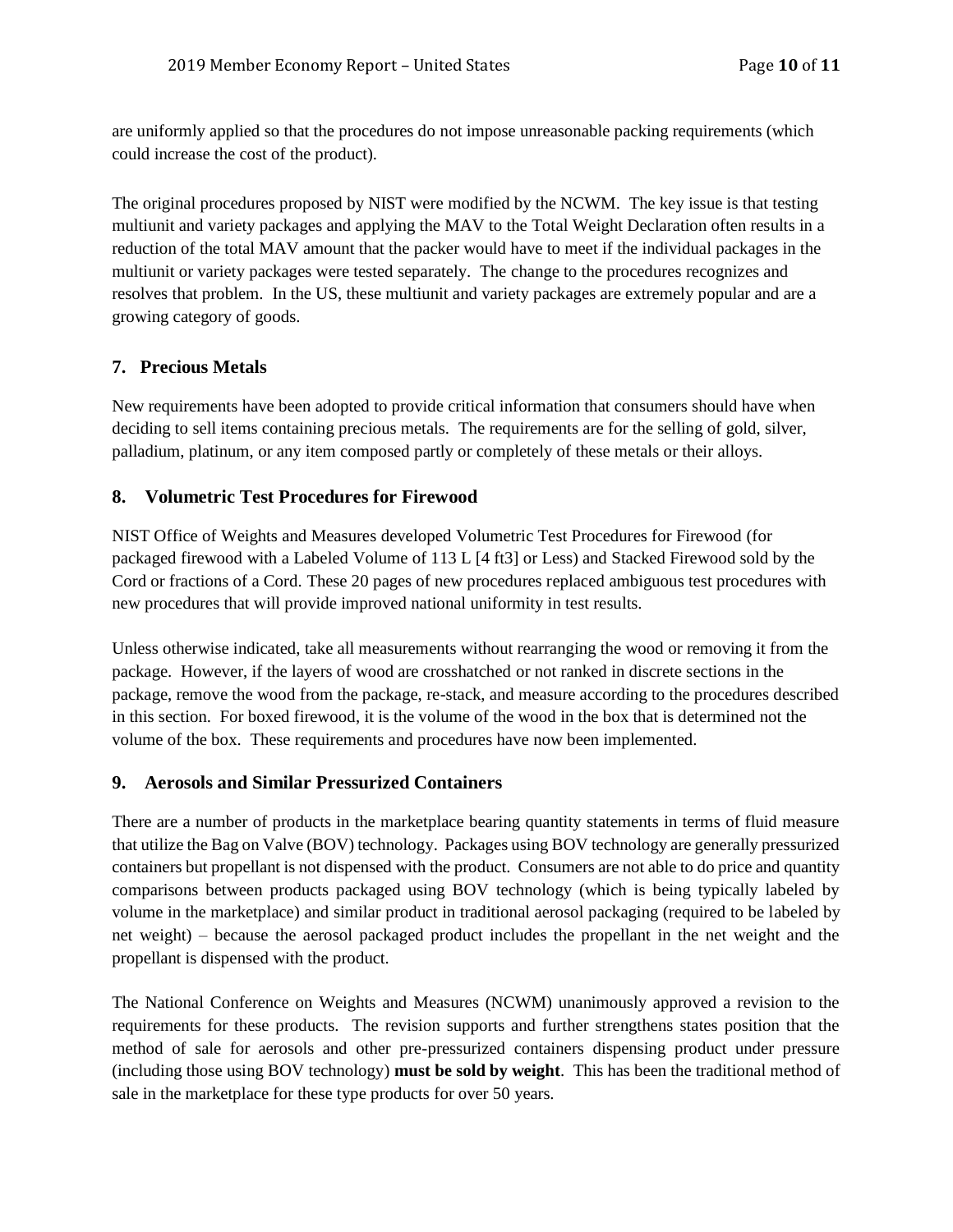are uniformly applied so that the procedures do not impose unreasonable packing requirements (which could increase the cost of the product).

The original procedures proposed by NIST were modified by the NCWM. The key issue is that testing multiunit and variety packages and applying the MAV to the Total Weight Declaration often results in a reduction of the total MAV amount that the packer would have to meet if the individual packages in the multiunit or variety packages were tested separately. The change to the procedures recognizes and resolves that problem. In the US, these multiunit and variety packages are extremely popular and are a growing category of goods.

## 7. Precious Metals

New requirements have been adopted to provide critical information that consumers should have when deciding to sell items containing precious metals. The requirements are for the selling of gold, silver, palladium, platinum, or any item composed partly or completely of these metals or their alloys.

## 8. Volumetric Test Procedures for Firewood

NIST Office of Weights and Measures developed Volumetric Test Procedures for Firewood (for packaged firewood with a Labeled Volume of 113 L [4 ft3] or Less) and Stacked Firewood sold by the Cord or fractions of a Cord. These 20 pages of new procedures replaced ambiguous test procedures with new procedures that will provide improved national uniformity in test results.

Unless otherwise indicated, take all measurements without rearranging the wood or removing it from the package. However, if the layers of wood are crosshatched or not ranked in discrete sections in the package, remove the wood from the package, re-stack, and measure according to the procedures described in this section. For boxed firewood, it is the volume of the wood in the box that is determined not the volume of the box. These requirements and procedures have now been implemented.

## 9. Aerosols and Similar Pressurized Containers

There are a number of products in the marketplace bearing quantity statements in terms of fluid measure that utilize the Bag on Valve (BOV) technology. Packages using BOV technology are generally pressurized containers but propellant is not dispensed with the product. Consumers are not able to do price and quantity comparisons between products packaged using BOV technology (which is being typically labeled by volume in the marketplace) and similar product in traditional aerosol packaging (required to be labeled by net weight) – because the aerosol packaged product includes the propellant in the net weight and the propellant is dispensed with the product.

The National Conference on Weights and Measures (NCWM) unanimously approved a revision to the requirements for these products. The revision supports and further strengthens states position that the method of sale for aerosols and other pre-pressurized containers dispensing product under pressure (including those using BOV technology) **must be sold by weight**. This has been the traditional method of sale in the marketplace for these type products for over 50 years.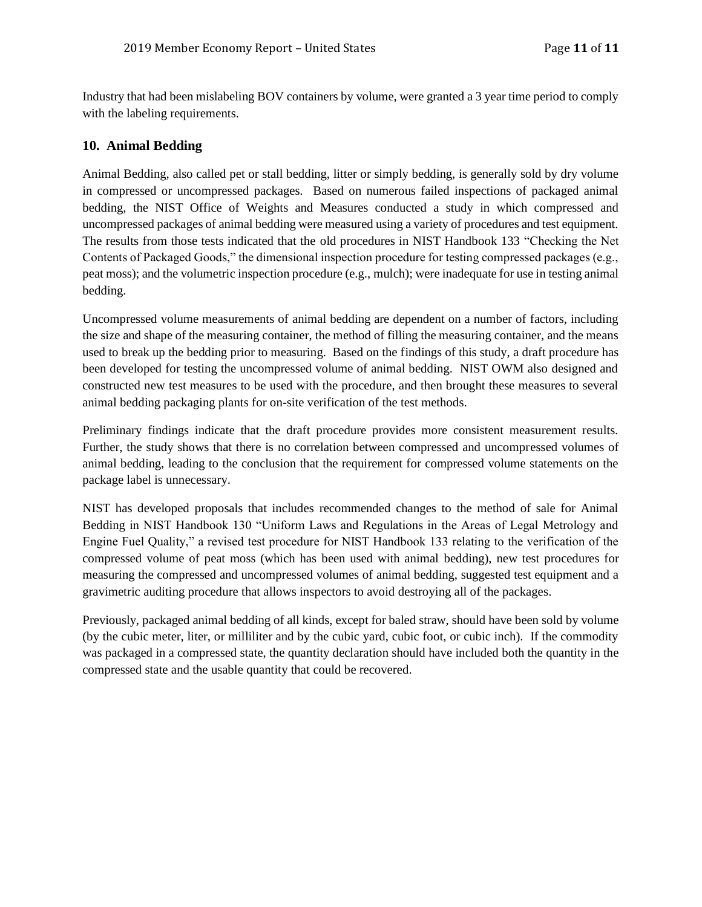Industry that had been mislabeling BOV containers by volume, were granted a 3 year time period to comply with the labeling requirements.

## 10. Animal Bedding

Animal Bedding, also called pet or stall bedding, litter or simply bedding, is generally sold by dry volume in compressed or uncompressed packages. Based on numerous failed inspections of packaged animal bedding, the NIST Office of Weights and Measures conducted a study in which compressed and uncompressed packages of animal bedding were measured using a variety of procedures and test equipment. The results from those tests indicated that the old procedures in NIST Handbook 133 "Checking the Net Contents of Packaged Goods," the dimensional inspection procedure for testing compressed packages (e.g., peat moss); and the volumetric inspection procedure (e.g., mulch); were inadequate for use in testing animal bedding.

Uncompressed volume measurements of animal bedding are dependent on a number of factors, including the size and shape of the measuring container, the method of filling the measuring container, and the means used to break up the bedding prior to measuring. Based on the findings of this study, a draft procedure has been developed for testing the uncompressed volume of animal bedding. NIST OWM also designed and constructed new test measures to be used with the procedure, and then brought these measures to several animal bedding packaging plants for on-site verification of the test methods.

Preliminary findings indicate that the draft procedure provides more consistent measurement results. Further, the study shows that there is no correlation between compressed and uncompressed volumes of animal bedding, leading to the conclusion that the requirement for compressed volume statements on the package label is unnecessary.

NIST has developed proposals that includes recommended changes to the method of sale for Animal Bedding in NIST Handbook 130 "Uniform Laws and Regulations in the Areas of Legal Metrology and Engine Fuel Quality," a revised test procedure for NIST Handbook 133 relating to the verification of the compressed volume of peat moss (which has been used with animal bedding), new test procedures for measuring the compressed and uncompressed volumes of animal bedding, suggested test equipment and a gravimetric auditing procedure that allows inspectors to avoid destroying all of the packages.

Previously, packaged animal bedding of all kinds, except for baled straw, should have been sold by volume (by the cubic meter, liter, or milliliter and by the cubic yard, cubic foot, or cubic inch). If the commodity was packaged in a compressed state, the quantity declaration should have included both the quantity in the compressed state and the usable quantity that could be recovered.